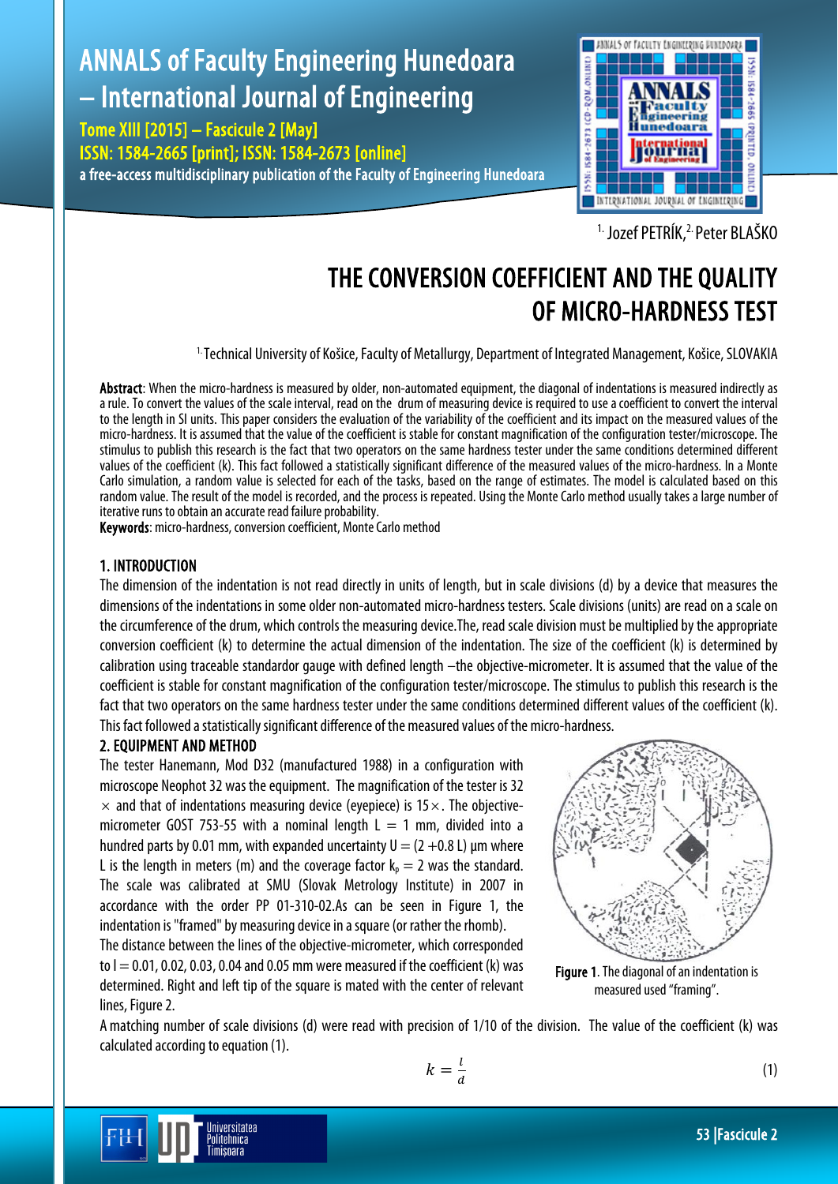[1.] Jozef PETRÍK, [2.] Peter BLAŠKO

# THE CONVERSION COEFFICIENT AND THE QUALITY OF MICRO-HARDNESS TEST

[1.] Technical University of Košice, Faculty of Metallurgy, Department of Integrated Management, Košice, SLOVAKIA

**Abstract**: When the micro-hardness is measured by older, non-automated equipment, the diagonal of indentations is measured indirectly as a rule. To convert the values of the scale interval, read on the drum of measuring device is required to use a coefficient to convert the interval to the length in SI units. This paper considers the evaluation of the variability of the coefficient and its impact on the measured values of the micro-hardness. It is assumed that the value of the coefficient is stable for constant magnification of the configuration tester/microscope. The stimulus to publish this research is the fact that two operators on the same hardness tester under the same conditions determined different values of the coefficient (k). This fact followed a statistically significant difference of the measured values of the micro-hardness. In a Monte Carlo simulation, a random value is selected for each of the tasks, based on the range of estimates. The model is calculated based on this random value. The result of the model is recorded, and the process is repeated. Using the Monte Carlo method usually takes a large number of iterative runs to obtain an accurate read failure probability.

**Keywords**: micro-hardness, conversion coefficient, Monte Carlo method

## 1. INTRODUCTION

The dimension of the indentation is not read directly in units of length, but in scale divisions (d) by a device that measures the dimensions of the indentations in some older non-automated micro-hardness testers. Scale divisions (units) are read on a scale on the circumference of the drum, which controls the measuring device.The, read scale division must be multiplied by the appropriate conversion coefficient (k) to determine the actual dimension of the indentation. The size of the coefficient (k) is determined by calibration using traceable standardor gauge with defined length –the objective-micrometer. It is assumed that the value of the coefficient is stable for constant magnification of the configuration tester/microscope. The stimulus to publish this research is the fact that two operators on the same hardness tester under the same conditions determined different values of the coefficient (k). This fact followed a statistically significant difference of the measured values of the micro-hardness.

## 2. EQUIPMENT AND METHOD

The tester Hanemann, Mod D32 (manufactured 1988) in a configuration with microscope Neophot 32 was the equipment. The magnification of the tester is 32 × and that of indentations measuring device (eyepiece) is 15×. The objective-micrometer GOST 753-55 with a nominal length L = 1 mm, divided into a hundred parts by 0.01 mm, with expanded uncertainty U = (2 +0.8 L) μm where L is the length in meters (m) and the coverage factor $k_p = 2$ was the standard. The scale was calibrated at SMU (Slovak Metrology Institute) in 2007 in accordance with the order PP 01-310-02.As can be seen in Figure 1, the indentation is "framed" by measuring device in a square (or rather the rhomb).

The distance between the lines of the objective-micrometer, which corresponded to l = 0.01, 0.02, 0.03, 0.04 and 0.05 mm were measured if the coefficient (k) was determined. Right and left tip of the square is mated with the center of relevant lines, Figure 2.

**Figure 1**. The diagonal of an indentation is measured used "framing".

A matching number of scale divisions (d) were read with precision of 1/10 of the division. The value of the coefficient (k) was calculated according to equation (1).

$$k = \frac{l}{d} \tag{1}$$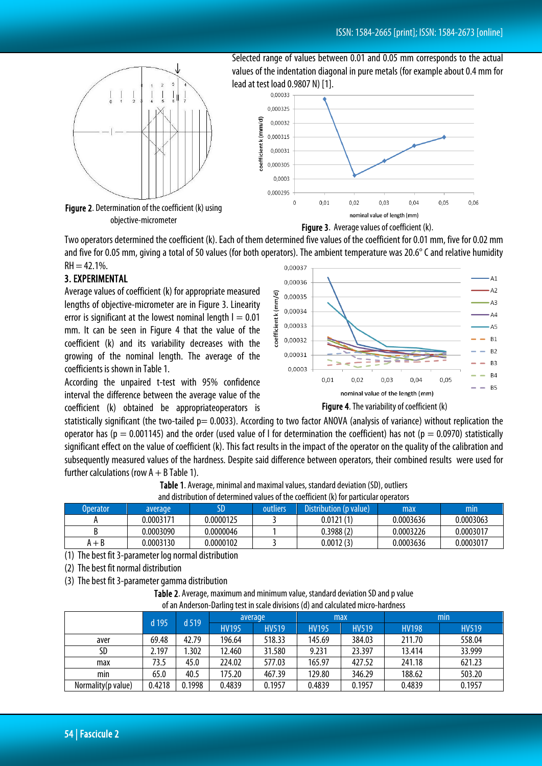Selected range of values between 0.01 and 0.05 mm corresponds to the actual values of the indentation diagonal in pure metals (for example about 0.4 mm for lead at test load 0.9807 N) [1].

Figure 2. Determination of the coefficient (k) using objective-micrometer

Figure 3. Average values of coefficient (k).

Two operators determined the coefficient (k). Each of them determined five values of the coefficient for 0.01 mm, five for 0.02 mm and five for 0.05 mm, giving a total of 50 values (for both operators). The ambient temperature was 20.6° C and relative humidity RH = 42.1%.

## 3. EXPERIMENTAL

Average values of coefficient (k) for appropriate measured lengths of objective-micrometer are in Figure 3. Linearity error is significant at the lowest nominal length $l = 0.01$ mm. It can be seen in Figure 4 that the value of the coefficient (k) and its variability decreases with the growing of the nominal length. The average of the coefficients is shown in Table 1.

According the unpaired t-test with 95% confidence interval the difference between the average value of the coefficient (k) obtained be appropriateoperators is statistically significant (the two-tailed p= 0.0033). According to two factor ANOVA (analysis of variance) without replication the operator has ($p = 0.001145$) and the order (used value of l for determination the coefficient) has not ($p = 0.0970$) statistically significant effect on the value of coefficient (k). This fact results in the impact of the operator on the quality of the calibration and subsequently measured values of the hardness. Despite said difference between operators, their combined results were used for further calculations (row A + B Table 1).

Figure 4. The variability of coefficient (k)

Table 1. Average, minimal and maximal values, standard deviation (SD), outliers and distribution of determined values of the coefficient (k) for particular operators

| Operator | average | SD | outliers | Distribution (p value) | max | min |
|---|---|---|---|---|---|---|
| A | 0.0003171 | 0.0000125 | 3 | 0.0121 (1) | 0.0003636 | 0.0003063 |
| B | 0.0003090 | 0.0000046 | 1 | 0.3988 (2) | 0.0003226 | 0.0003017 |
| A + B | 0.0003130 | 0.0000102 | 3 | 0.0012 (3) | 0.0003636 | 0.0003017 |

(1) The best fit 3-parameter log normal distribution

(2) The best fit normal distribution

(3) The best fit 3-parameter gamma distribution

Table 2. Average, maximum and minimum value, standard deviation SD and p value of an Anderson-Darling test in scale divisions (d) and calculated micro-hardness

| | d 195 | d 519 | average | | max | | min | |
|---|---|---|---|---|---|---|---|---|
| | | | HV195 | HV519 | HV195 | HV519 | HV198 | HV519 |
| aver | 69.48 | 42.79 | 196.64 | 518.33 | 145.69 | 384.03 | 211.70 | 558.04 |
| SD | 2.197 | 1.302 | 12.460 | 31.580 | 9.231 | 23.397 | 13.414 | 33.999 |
| max | 73.5 | 45.0 | 224.02 | 577.03 | 165.97 | 427.52 | 241.18 | 621.23 |
| min | 65.0 | 40.5 | 175.20 | 467.39 | 129.80 | 346.29 | 188.62 | 503.20 |
| Normality(p value) | 0.4218 | 0.1998 | 0.4839 | 0.1957 | 0.4839 | 0.1957 | 0.4839 | 0.1957 |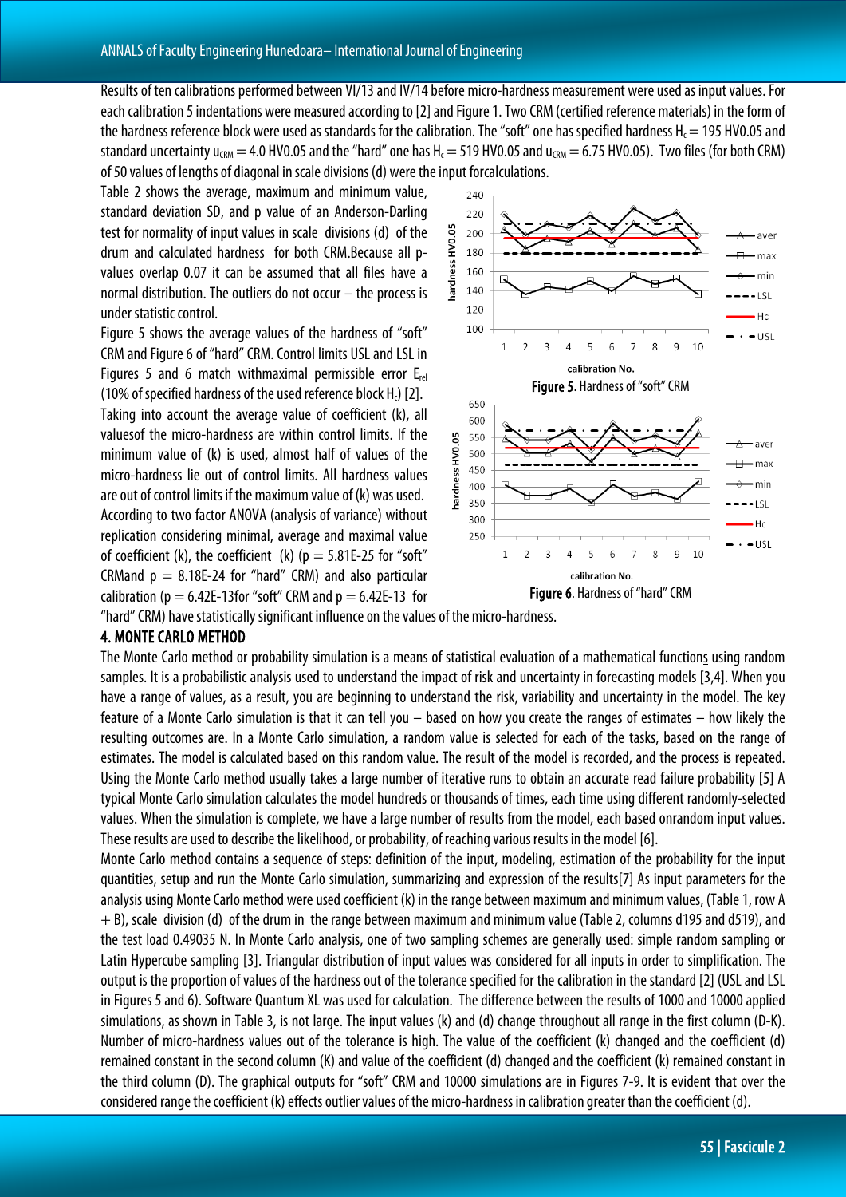Results of ten calibrations performed between VI/13 and IV/14 before micro-hardness measurement were used as input values. For each calibration 5 indentations were measured according to [2] and Figure 1. Two CRM (certified reference materials) in the form of the hardness reference block were used as standards for the calibration. The "soft" one has specified hardness $H_c = 195$ HV0.05 and standard uncertainty $u_{CRM} = 4.0$ HV0.05 and the "hard" one has $H_c = 519$ HV0.05 and $u_{CRM} = 6.75$ HV0.05). Two files (for both CRM) of 50 values of lengths of diagonal in scale divisions (d) were the input forcalculations.

Table 2 shows the average, maximum and minimum value, standard deviation SD, and p value of an Anderson-Darling test for normality of input values in scale divisions (d) of the drum and calculated hardness for both CRM.Because all p-values overlap 0.07 it can be assumed that all files have a normal distribution. The outliers do not occur – the process is under statistic control.

Figure 5 shows the average values of the hardness of "soft" CRM and Figure 6 of "hard" CRM. Control limits USL and LSL in Figures 5 and 6 match withmaximal permissible error $E_{rel}$ (10% of specified hardness of the used reference block $H_c$) [2].

Taking into account the average value of coefficient (k), all valuesof the micro-hardness are within control limits. If the minimum value of (k) is used, almost half of values of the micro-hardness lie out of control limits. All hardness values are out of control limits if the maximum value of (k) was used. According to two factor ANOVA (analysis of variance) without replication considering minimal, average and maximal value of coefficient (k), the coefficient (k) ($p = 5.81E\text{-}25$ for "soft" CRMand $p = 8.18E\text{-}24$ for "hard" CRM) and also particular calibration ($p = 6.42E\text{-}13$for "soft" CRM and $p = 6.42E\text{-}13$ for "hard" CRM) have statistically significant influence on the values of the micro-hardness.

Figure 5. Hardness of "soft" CRM

Figure 6. Hardness of "hard" CRM

## 4. MONTE CARLO METHOD

The Monte Carlo method or probability simulation is a means of statistical evaluation of a mathematical functions using random samples. It is a probabilistic analysis used to understand the impact of risk and uncertainty in forecasting models [3,4]. When you have a range of values, as a result, you are beginning to understand the risk, variability and uncertainty in the model. The key feature of a Monte Carlo simulation is that it can tell you – based on how you create the ranges of estimates – how likely the resulting outcomes are. In a Monte Carlo simulation, a random value is selected for each of the tasks, based on the range of estimates. The model is calculated based on this random value. The result of the model is recorded, and the process is repeated. Using the Monte Carlo method usually takes a large number of iterative runs to obtain an accurate read failure probability [5] A typical Monte Carlo simulation calculates the model hundreds or thousands of times, each time using different randomly-selected values. When the simulation is complete, we have a large number of results from the model, each based onrandom input values. These results are used to describe the likelihood, or probability, of reaching various results in the model [6].

Monte Carlo method contains a sequence of steps: definition of the input, modeling, estimation of the probability for the input quantities, setup and run the Monte Carlo simulation, summarizing and expression of the results[7] As input parameters for the analysis using Monte Carlo method were used coefficient (k) in the range between maximum and minimum values, (Table 1, row A + B), scale division (d) of the drum in the range between maximum and minimum value (Table 2, columns d195 and d519), and the test load 0.49035 N. In Monte Carlo analysis, one of two sampling schemes are generally used: simple random sampling or Latin Hypercube sampling [3]. Triangular distribution of input values was considered for all inputs in order to simplification. The output is the proportion of values of the hardness out of the tolerance specified for the calibration in the standard [2] (USL and LSL in Figures 5 and 6). Software Quantum XL was used for calculation. The difference between the results of 1000 and 10000 applied simulations, as shown in Table 3, is not large. The input values (k) and (d) change throughout all range in the first column (D-K). Number of micro-hardness values out of the tolerance is high. The value of the coefficient (k) changed and the coefficient (d) remained constant in the second column (K) and value of the coefficient (d) changed and the coefficient (k) remained constant in the third column (D). The graphical outputs for "soft" CRM and 10000 simulations are in Figures 7-9. It is evident that over the considered range the coefficient (k) effects outlier values of the micro-hardness in calibration greater than the coefficient (d).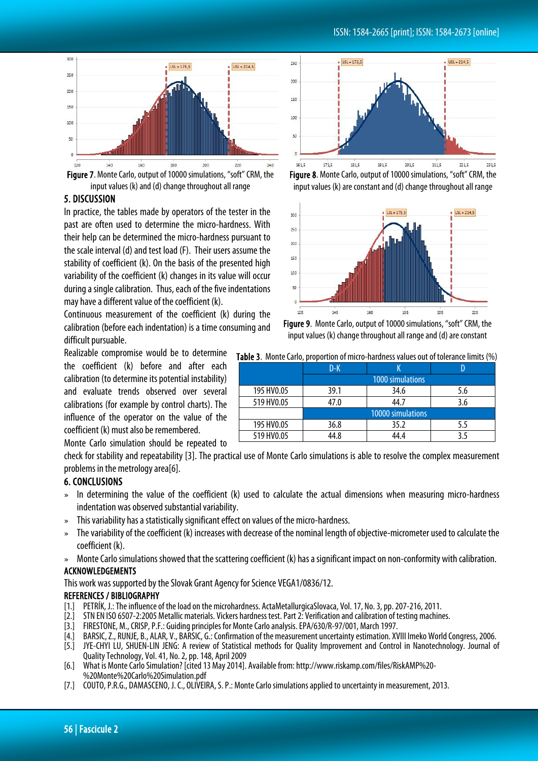LSL = 175,5
USL = 214,5

300
250
200
150
100
50
0

120 140 160 180 200 220 240

**Figure 7**. Monte Carlo, output of 10000 simulations, "soft" CRM, the input values (k) and (d) change throughout all range

LSL = 175,5
USL = 214,5

250
200
150
100
50
0

161,5 171,5 181,5 191,5 201,5 211,5 221,5 231,5

**Figure 8**. Monte Carlo, output of 10000 simulations, "soft" CRM, the input values (k) are constant and (d) change throughout all range

LSL = 175,5
USL = 214,5

300
250
200
150
100
50
0

128 148 168 188 208 228

**Figure 9**. Monte Carlo, output of 10000 simulations, "soft" CRM, the input values (k) change throughout all range and (d) are constant

## 5. DISCUSSION

In practice, the tables made by operators of the tester in the past are often used to determine the micro-hardness. With their help can be determined the micro-hardness pursuant to the scale interval (d) and test load (F). Their users assume the stability of coefficient (k). On the basis of the presented high variability of the coefficient (k) changes in its value will occur during a single calibration. Thus, each of the five indentations may have a different value of the coefficient (k).

Continuous measurement of the coefficient (k) during the calibration (before each indentation) is a time consuming and difficult pursuable.

Realizable compromise would be to determine the coefficient (k) before and after each calibration (to determine its potential instability) and evaluate trends observed over several calibrations (for example by control charts). The influence of the operator on the value of the coefficient (k) must also be remembered.

Monte Carlo simulation should be repeated to check for stability and repeatability [3]. The practical use of Monte Carlo simulations is able to resolve the complex measurement problems in the metrology area[6].

**Table 3**. Monte Carlo, proportion of micro-hardness values out of tolerance limits (%)

| | D-K | K | D |
|---|---|---|---|
| | | 1000 simulations | |
| 195 HV0.05 | 39.1 | 34.6 | 5.6 |
| 519 HV0.05 | 47.0 | 44.7 | 3.6 |
| | | 10000 simulations | |
| 195 HV0.05 | 36.8 | 35.2 | 5.5 |
| 519 HV0.05 | 44.8 | 44.4 | 3.5 |

## 6. CONCLUSIONS

- In determining the value of the coefficient (k) used to calculate the actual dimensions when measuring micro-hardness indentation was observed substantial variability.
- This variability has a statistically significant effect on values of the micro-hardness.
- The variability of the coefficient (k) increases with decrease of the nominal length of objective-micrometer used to calculate the coefficient (k).
- Monte Carlo simulations showed that the scattering coefficient (k) has a significant impact on non-conformity with calibration.

## ACKNOWLEDGEMENTS

This work was supported by the Slovak Grant Agency for Science VEGA1/0836/12.

## REFERENCES / BIBLIOGRAPHY

[1.] PETRÍK, J.: The influence of the load on the microhardness. ActaMetallurgicaSlovaca, Vol. 17, No. 3, pp. 207-216, 2011.
[2.] STN EN ISO 6507-2:2005 Metallic materials. Vickers hardness test. Part 2: Verification and calibration of testing machines.
[3.] FIRESTONE, M., CRISP, P.F.: Guiding principles for Monte Carlo analysis. EPA/630/R-97/001, March 1997.
[4.] BARSIC, Z., RUNJE, B., ALAR, V., BARSIC, G.: Confirmation of the measurement uncertainty estimation. XVIII Imeko World Congress, 2006.
[5.] JYE-CHYI LU, SHUEN-LIN JENG: A review of Statistical methods for Quality Improvement and Control in Nanotechnology. Journal of Quality Technology, Vol. 41, No. 2, pp. 148, April 2009
[6.] What is Monte Carlo Simulation? [cited 13 May 2014]. Available from: http://www.riskamp.com/files/RiskAMP%20-%20Monte%20Carlo%20Simulation.pdf
[7.] COUTO, P.R.G., DAMASCENO, J. C., OLIVEIRA, S. P.: Monte Carlo simulations applied to uncertainty in measurement, 2013.